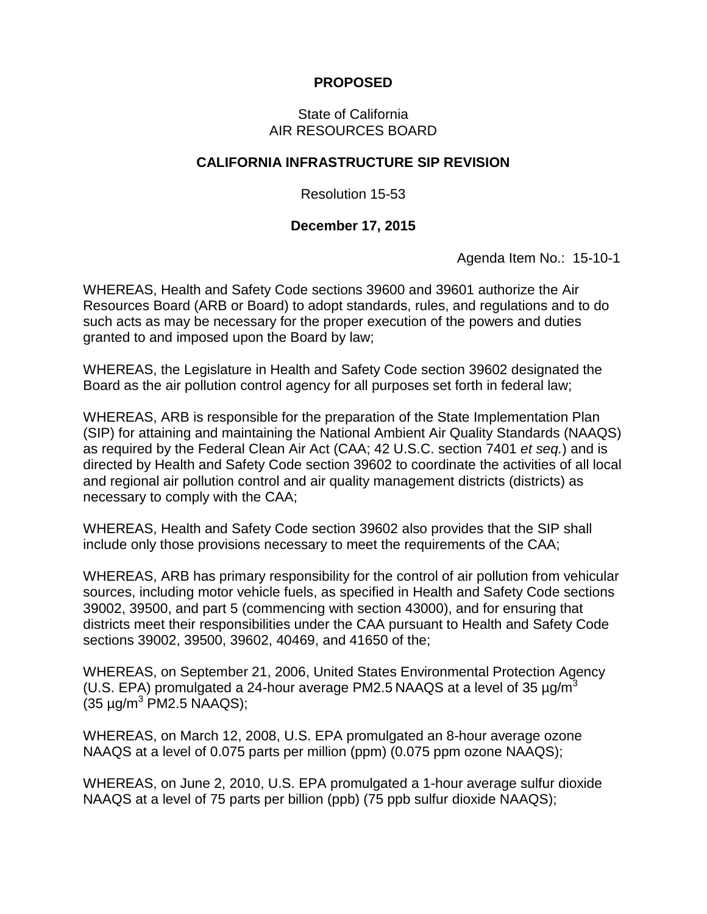**PROPOSED**

State of California
AIR RESOURCES BOARD

**CALIFORNIA INFRASTRUCTURE SIP REVISION**

Resolution 15-53

**December 17, 2015**

Agenda Item No.: 15-10-1

WHEREAS, Health and Safety Code sections 39600 and 39601 authorize the Air Resources Board (ARB or Board) to adopt standards, rules, and regulations and to do such acts as may be necessary for the proper execution of the powers and duties granted to and imposed upon the Board by law;

WHEREAS, the Legislature in Health and Safety Code section 39602 designated the Board as the air pollution control agency for all purposes set forth in federal law;

WHEREAS, ARB is responsible for the preparation of the State Implementation Plan (SIP) for attaining and maintaining the National Ambient Air Quality Standards (NAAQS) as required by the Federal Clean Air Act (CAA; 42 U.S.C. section 7401 *et seq.*) and is directed by Health and Safety Code section 39602 to coordinate the activities of all local and regional air pollution control and air quality management districts (districts) as necessary to comply with the CAA;

WHEREAS, Health and Safety Code section 39602 also provides that the SIP shall include only those provisions necessary to meet the requirements of the CAA;

WHEREAS, ARB has primary responsibility for the control of air pollution from vehicular sources, including motor vehicle fuels, as specified in Health and Safety Code sections 39002, 39500, and part 5 (commencing with section 43000), and for ensuring that districts meet their responsibilities under the CAA pursuant to Health and Safety Code sections 39002, 39500, 39602, 40469, and 41650 of the;

WHEREAS, on September 21, 2006, United States Environmental Protection Agency (U.S. EPA) promulgated a 24-hour average PM2.5 NAAQS at a level of 35 µg/$m^3$ (35 µg/$m^3$ PM2.5 NAAQS);

WHEREAS, on March 12, 2008, U.S. EPA promulgated an 8-hour average ozone NAAQS at a level of 0.075 parts per million (ppm) (0.075 ppm ozone NAAQS);

WHEREAS, on June 2, 2010, U.S. EPA promulgated a 1-hour average sulfur dioxide NAAQS at a level of 75 parts per billion (ppb) (75 ppb sulfur dioxide NAAQS);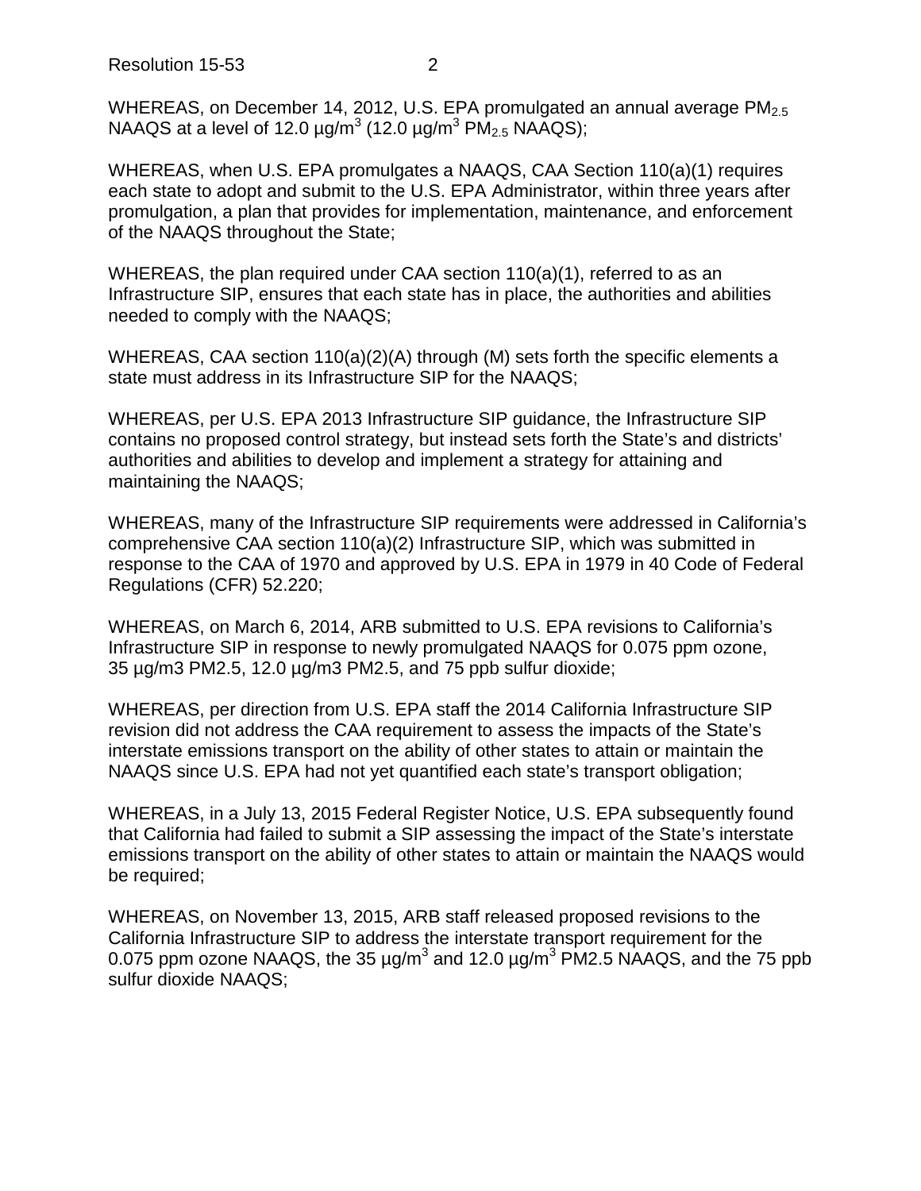WHEREAS, on December 14, 2012, U.S. EPA promulgated an annual average $PM_{2.5}$ NAAQS at a level of 12.0 µg/$m^3$ (12.0 µg/$m^3$ $PM_{2.5}$ NAAQS);

WHEREAS, when U.S. EPA promulgates a NAAQS, CAA Section 110(a)(1) requires each state to adopt and submit to the U.S. EPA Administrator, within three years after promulgation, a plan that provides for implementation, maintenance, and enforcement of the NAAQS throughout the State;

WHEREAS, the plan required under CAA section 110(a)(1), referred to as an Infrastructure SIP, ensures that each state has in place, the authorities and abilities needed to comply with the NAAQS;

WHEREAS, CAA section 110(a)(2)(A) through (M) sets forth the specific elements a state must address in its Infrastructure SIP for the NAAQS;

WHEREAS, per U.S. EPA 2013 Infrastructure SIP guidance, the Infrastructure SIP contains no proposed control strategy, but instead sets forth the State's and districts' authorities and abilities to develop and implement a strategy for attaining and maintaining the NAAQS;

WHEREAS, many of the Infrastructure SIP requirements were addressed in California's comprehensive CAA section 110(a)(2) Infrastructure SIP, which was submitted in response to the CAA of 1970 and approved by U.S. EPA in 1979 in 40 Code of Federal Regulations (CFR) 52.220;

WHEREAS, on March 6, 2014, ARB submitted to U.S. EPA revisions to California's Infrastructure SIP in response to newly promulgated NAAQS for 0.075 ppm ozone, 35 µg/m3 PM2.5, 12.0 µg/m3 PM2.5, and 75 ppb sulfur dioxide;

WHEREAS, per direction from U.S. EPA staff the 2014 California Infrastructure SIP revision did not address the CAA requirement to assess the impacts of the State's interstate emissions transport on the ability of other states to attain or maintain the NAAQS since U.S. EPA had not yet quantified each state's transport obligation;

WHEREAS, in a July 13, 2015 Federal Register Notice, U.S. EPA subsequently found that California had failed to submit a SIP assessing the impact of the State's interstate emissions transport on the ability of other states to attain or maintain the NAAQS would be required;

WHEREAS, on November 13, 2015, ARB staff released proposed revisions to the California Infrastructure SIP to address the interstate transport requirement for the 0.075 ppm ozone NAAQS, the 35 µg/$m^3$ and 12.0 µg/$m^3$ PM2.5 NAAQS, and the 75 ppb sulfur dioxide NAAQS;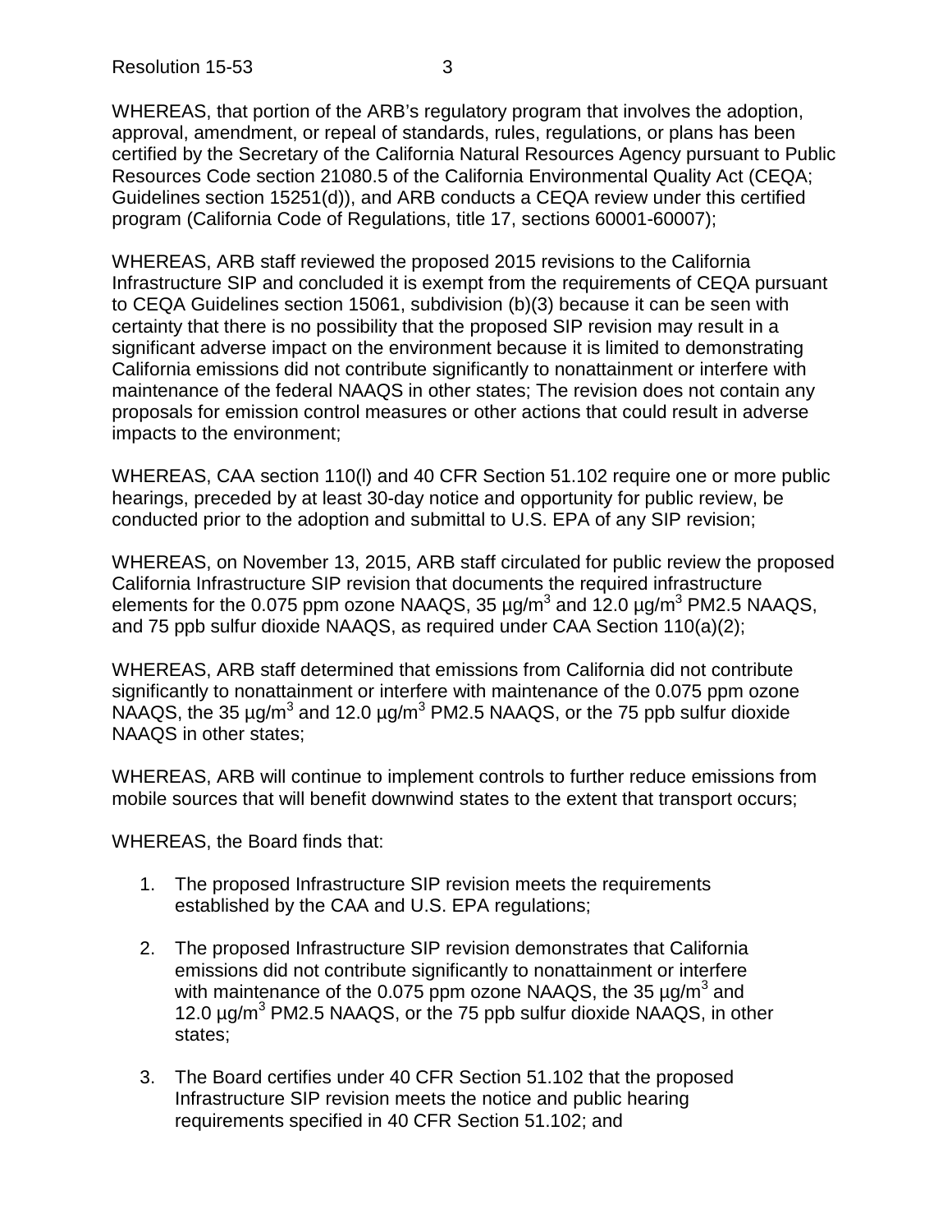WHEREAS, that portion of the ARB's regulatory program that involves the adoption, approval, amendment, or repeal of standards, rules, regulations, or plans has been certified by the Secretary of the California Natural Resources Agency pursuant to Public Resources Code section 21080.5 of the California Environmental Quality Act (CEQA; Guidelines section 15251(d)), and ARB conducts a CEQA review under this certified program (California Code of Regulations, title 17, sections 60001-60007);

WHEREAS, ARB staff reviewed the proposed 2015 revisions to the California Infrastructure SIP and concluded it is exempt from the requirements of CEQA pursuant to CEQA Guidelines section 15061, subdivision (b)(3) because it can be seen with certainty that there is no possibility that the proposed SIP revision may result in a significant adverse impact on the environment because it is limited to demonstrating California emissions did not contribute significantly to nonattainment or interfere with maintenance of the federal NAAQS in other states; The revision does not contain any proposals for emission control measures or other actions that could result in adverse impacts to the environment;

WHEREAS, CAA section 110(l) and 40 CFR Section 51.102 require one or more public hearings, preceded by at least 30-day notice and opportunity for public review, be conducted prior to the adoption and submittal to U.S. EPA of any SIP revision;

WHEREAS, on November 13, 2015, ARB staff circulated for public review the proposed California Infrastructure SIP revision that documents the required infrastructure elements for the 0.075 ppm ozone NAAQS, 35 $\mu g/m^3$ and 12.0 $\mu g/m^3$ PM2.5 NAAQS, and 75 ppb sulfur dioxide NAAQS, as required under CAA Section 110(a)(2);

WHEREAS, ARB staff determined that emissions from California did not contribute significantly to nonattainment or interfere with maintenance of the 0.075 ppm ozone NAAQS, the 35 $\mu g/m^3$ and 12.0 $\mu g/m^3$ PM2.5 NAAQS, or the 75 ppb sulfur dioxide NAAQS in other states;

WHEREAS, ARB will continue to implement controls to further reduce emissions from mobile sources that will benefit downwind states to the extent that transport occurs;

WHEREAS, the Board finds that:

1. The proposed Infrastructure SIP revision meets the requirements established by the CAA and U.S. EPA regulations;

2. The proposed Infrastructure SIP revision demonstrates that California emissions did not contribute significantly to nonattainment or interfere with maintenance of the 0.075 ppm ozone NAAQS, the 35 $\mu g/m^3$ and 12.0 $\mu g/m^3$ PM2.5 NAAQS, or the 75 ppb sulfur dioxide NAAQS, in other states;

3. The Board certifies under 40 CFR Section 51.102 that the proposed Infrastructure SIP revision meets the notice and public hearing requirements specified in 40 CFR Section 51.102; and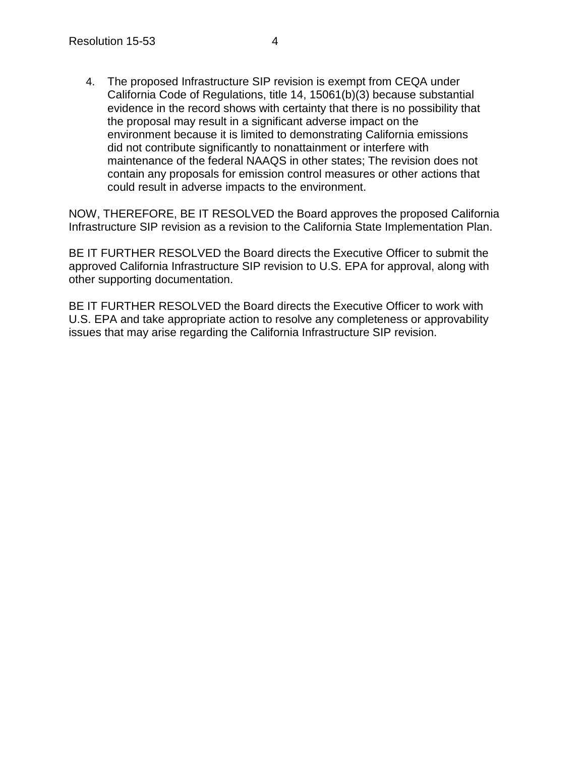4. The proposed Infrastructure SIP revision is exempt from CEQA under California Code of Regulations, title 14, 15061(b)(3) because substantial evidence in the record shows with certainty that there is no possibility that the proposal may result in a significant adverse impact on the environment because it is limited to demonstrating California emissions did not contribute significantly to nonattainment or interfere with maintenance of the federal NAAQS in other states; The revision does not contain any proposals for emission control measures or other actions that could result in adverse impacts to the environment.

NOW, THEREFORE, BE IT RESOLVED the Board approves the proposed California Infrastructure SIP revision as a revision to the California State Implementation Plan.

BE IT FURTHER RESOLVED the Board directs the Executive Officer to submit the approved California Infrastructure SIP revision to U.S. EPA for approval, along with other supporting documentation.

BE IT FURTHER RESOLVED the Board directs the Executive Officer to work with U.S. EPA and take appropriate action to resolve any completeness or approvability issues that may arise regarding the California Infrastructure SIP revision.